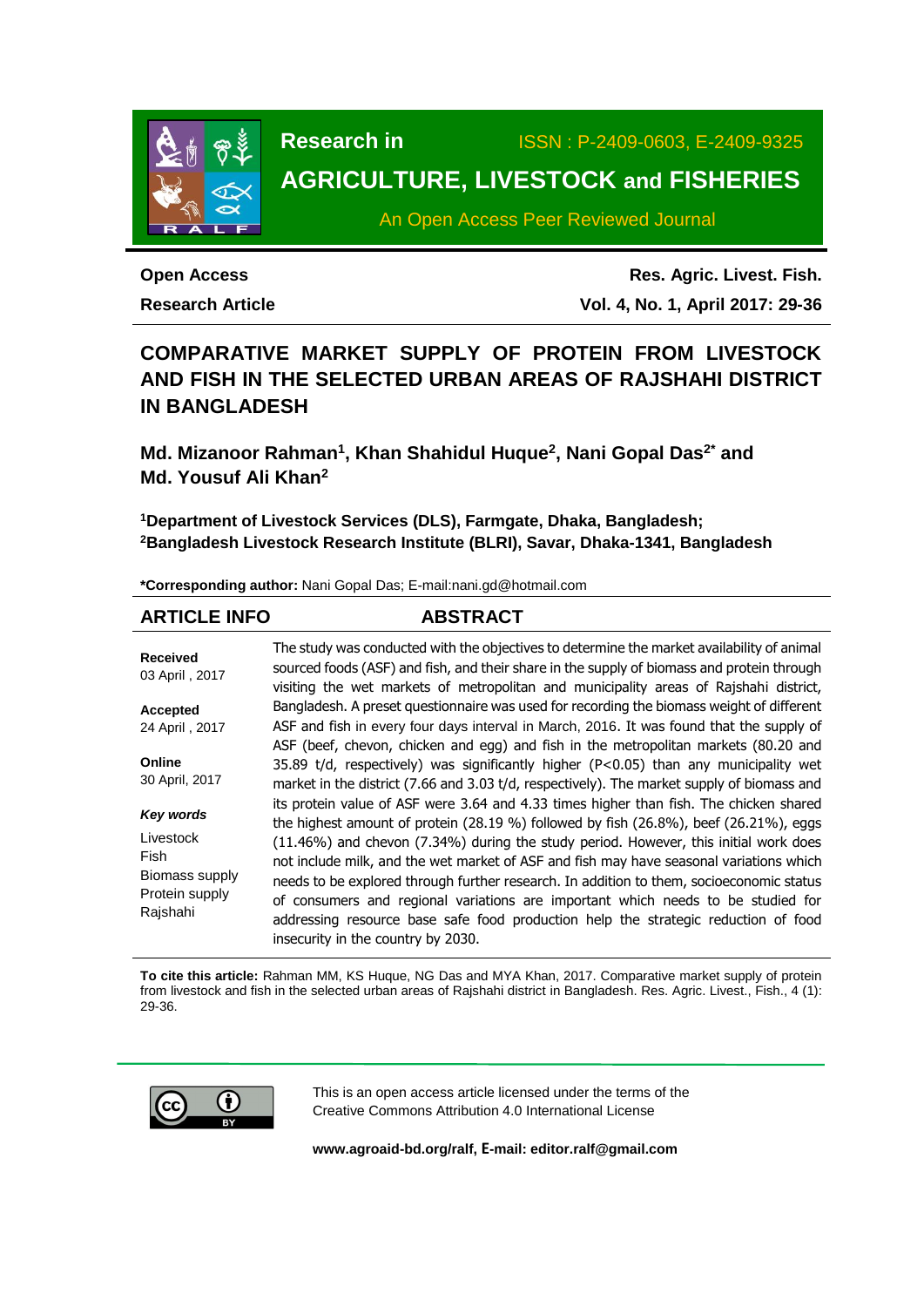# Research in AGRICULTURE, LIVESTOCK and FISHERIES

ISSN : P-2409-0603, E-2409-9325

An Open Access Peer Reviewed Journal

**Open Access**

**Research Article**

**Res. Agric. Livest. Fish.**

**Vol. 4, No. 1, April 2017: 29-36**

# COMPARATIVE MARKET SUPPLY OF PROTEIN FROM LIVESTOCK AND FISH IN THE SELECTED URBAN AREAS OF RAJSHAHI DISTRICT IN BANGLADESH

**Md. Mizanoor Rahman[1], Khan Shahidul Huque[2], Nani Gopal Das[2*] and Md. Yousuf Ali Khan[2]**

**[1]Department of Livestock Services (DLS), Farmgate, Dhaka, Bangladesh;**
**[2]Bangladesh Livestock Research Institute (BLRI), Savar, Dhaka-1341, Bangladesh**

**\*Corresponding author:** Nani Gopal Das; E-mail:nani.gd@hotmail.com

## ARTICLE INFO

**Received**
03 April , 2017

**Accepted**
24 April , 2017

**Online**
30 April, 2017

***Key words***

Livestock
Fish
Biomass supply
Protein supply
Rajshahi

## ABSTRACT

The study was conducted with the objectives to determine the market availability of animal sourced foods (ASF) and fish, and their share in the supply of biomass and protein through visiting the wet markets of metropolitan and municipality areas of Rajshahi district, Bangladesh. A preset questionnaire was used for recording the biomass weight of different ASF and fish in every four days interval in March, 2016. It was found that the supply of ASF (beef, chevon, chicken and egg) and fish in the metropolitan markets (80.20 and 35.89 t/d, respectively) was significantly higher ($P<0.05$) than any municipality wet market in the district (7.66 and 3.03 t/d, respectively). The market supply of biomass and its protein value of ASF were 3.64 and 4.33 times higher than fish. The chicken shared the highest amount of protein (28.19 %) followed by fish (26.8%), beef (26.21%), eggs (11.46%) and chevon (7.34%) during the study period. However, this initial work does not include milk, and the wet market of ASF and fish may have seasonal variations which needs to be explored through further research. In addition to them, socioeconomic status of consumers and regional variations are important which needs to be studied for addressing resource base safe food production help the strategic reduction of food insecurity in the country by 2030.

**To cite this article:** Rahman MM, KS Huque, NG Das and MYA Khan, 2017. Comparative market supply of protein from livestock and fish in the selected urban areas of Rajshahi district in Bangladesh. Res. Agric. Livest., Fish., 4 (1): 29-36.

This is an open access article licensed under the terms of the Creative Commons Attribution 4.0 International License

**www.agroaid-bd.org/ralf, E-mail: editor.ralf@gmail.com**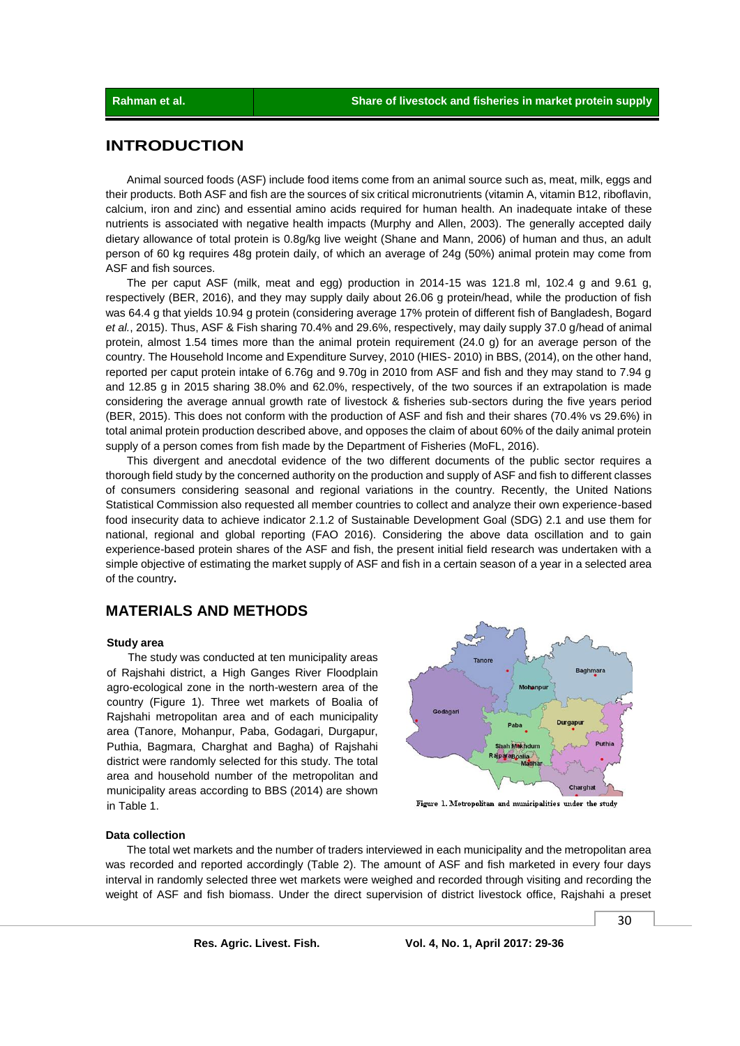## INTRODUCTION

Animal sourced foods (ASF) include food items come from an animal source such as, meat, milk, eggs and their products. Both ASF and fish are the sources of six critical micronutrients (vitamin A, vitamin B12, riboflavin, calcium, iron and zinc) and essential amino acids required for human health. An inadequate intake of these nutrients is associated with negative health impacts (Murphy and Allen, 2003). The generally accepted daily dietary allowance of total protein is 0.8g/kg live weight (Shane and Mann, 2006) of human and thus, an adult person of 60 kg requires 48g protein daily, of which an average of 24g (50%) animal protein may come from ASF and fish sources.

The per caput ASF (milk, meat and egg) production in 2014-15 was 121.8 ml, 102.4 g and 9.61 g, respectively (BER, 2016), and they may supply daily about 26.06 g protein/head, while the production of fish was 64.4 g that yields 10.94 g protein (considering average 17% protein of different fish of Bangladesh, Bogard *et al.*, 2015). Thus, ASF & Fish sharing 70.4% and 29.6%, respectively, may daily supply 37.0 g/head of animal protein, almost 1.54 times more than the animal protein requirement (24.0 g) for an average person of the country. The Household Income and Expenditure Survey, 2010 (HIES- 2010) in BBS, (2014), on the other hand, reported per caput protein intake of 6.76g and 9.70g in 2010 from ASF and fish and they may stand to 7.94 g and 12.85 g in 2015 sharing 38.0% and 62.0%, respectively, of the two sources if an extrapolation is made considering the average annual growth rate of livestock & fisheries sub-sectors during the five years period (BER, 2015). This does not conform with the production of ASF and fish and their shares (70.4% vs 29.6%) in total animal protein production described above, and opposes the claim of about 60% of the daily animal protein supply of a person comes from fish made by the Department of Fisheries (MoFL, 2016).

This divergent and anecdotal evidence of the two different documents of the public sector requires a thorough field study by the concerned authority on the production and supply of ASF and fish to different classes of consumers considering seasonal and regional variations in the country. Recently, the United Nations Statistical Commission also requested all member countries to collect and analyze their own experience-based food insecurity data to achieve indicator 2.1.2 of Sustainable Development Goal (SDG) 2.1 and use them for national, regional and global reporting (FAO 2016). Considering the above data oscillation and to gain experience-based protein shares of the ASF and fish, the present initial field research was undertaken with a simple objective of estimating the market supply of ASF and fish in a certain season of a year in a selected area of the country**.**

## MATERIALS AND METHODS

### Study area

The study was conducted at ten municipality areas of Rajshahi district, a High Ganges River Floodplain agro-ecological zone in the north-western area of the country (Figure 1). Three wet markets of Boalia of Rajshahi metropolitan area and of each municipality area (Tanore, Mohanpur, Paba, Godagari, Durgapur, Puthia, Bagmara, Charghat and Bagha) of Rajshahi district were randomly selected for this study. The total area and household number of the metropolitan and municipality areas according to BBS (2014) are shown in Table 1.

Figure 1. Metropolitan and municipalities under the study

### Data collection

The total wet markets and the number of traders interviewed in each municipality and the metropolitan area was recorded and reported accordingly (Table 2). The amount of ASF and fish marketed in every four days interval in randomly selected three wet markets were weighed and recorded through visiting and recording the weight of ASF and fish biomass. Under the direct supervision of district livestock office, Rajshahi a preset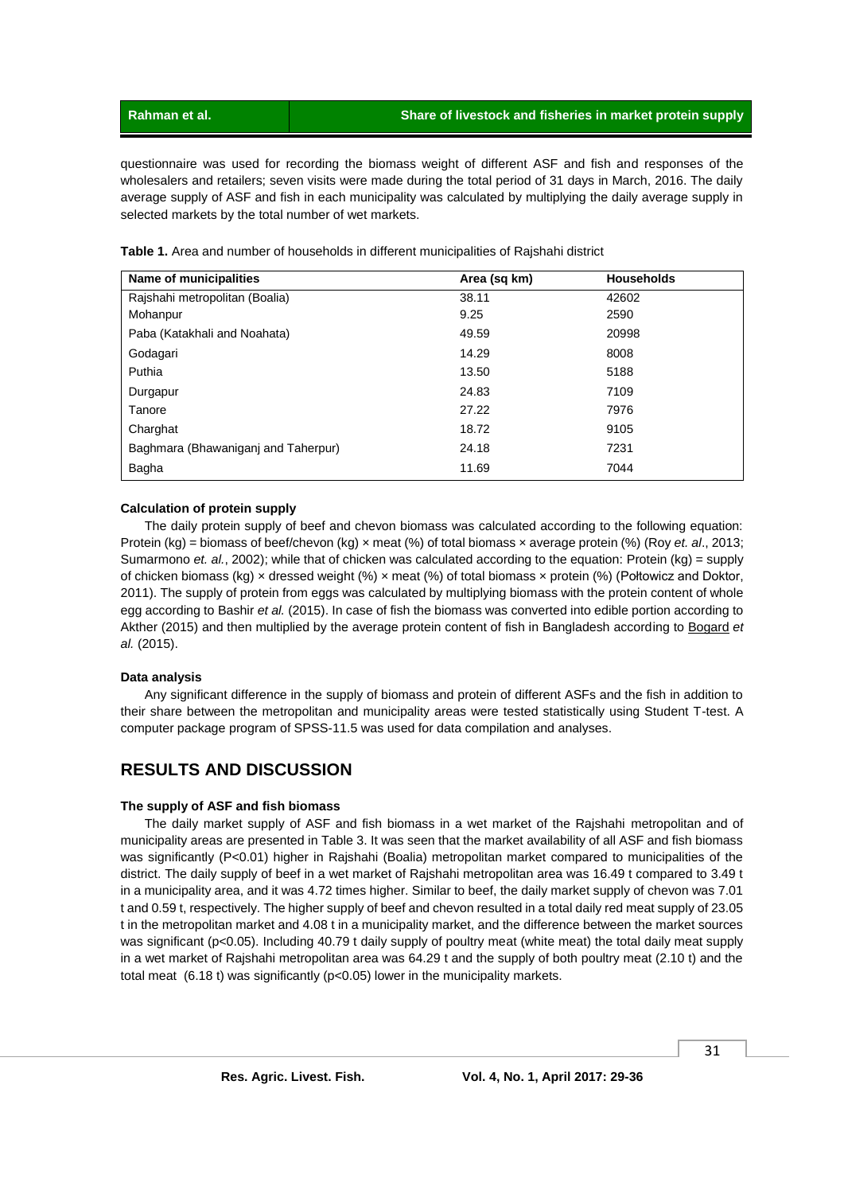questionnaire was used for recording the biomass weight of different ASF and fish and responses of the wholesalers and retailers; seven visits were made during the total period of 31 days in March, 2016. The daily average supply of ASF and fish in each municipality was calculated by multiplying the daily average supply in selected markets by the total number of wet markets.

**Table 1.** Area and number of households in different municipalities of Rajshahi district

| Name of municipalities | Area (sq km) | Households |
|---|---|---|
| Rajshahi metropolitan (Boalia) | 38.11 | 42602 |
| Mohanpur | 9.25 | 2590 |
| Paba (Katakhali and Noahata) | 49.59 | 20998 |
| Godagari | 14.29 | 8008 |
| Puthia | 13.50 | 5188 |
| Durgapur | 24.83 | 7109 |
| Tanore | 27.22 | 7976 |
| Charghat | 18.72 | 9105 |
| Baghmara (Bhawaniganj and Taherpur) | 24.18 | 7231 |
| Bagha | 11.69 | 7044 |

#### Calculation of protein supply

The daily protein supply of beef and chevon biomass was calculated according to the following equation: Protein (kg) = biomass of beef/chevon (kg) × meat (%) of total biomass × average protein (%) (Roy *et. al*., 2013; Sumarmono *et. al.*, 2002); while that of chicken was calculated according to the equation: Protein (kg) = supply of chicken biomass (kg) × dressed weight (%) × meat (%) of total biomass × protein (%) (Połtowicz and Doktor, 2011). The supply of protein from eggs was calculated by multiplying biomass with the protein content of whole egg according to Bashir *et al.* (2015). In case of fish the biomass was converted into edible portion according to Akther (2015) and then multiplied by the average protein content of fish in Bangladesh according to Bogard *et al.* (2015).

#### Data analysis

Any significant difference in the supply of biomass and protein of different ASFs and the fish in addition to their share between the metropolitan and municipality areas were tested statistically using Student T-test. A computer package program of SPSS-11.5 was used for data compilation and analyses.

## RESULTS AND DISCUSSION

#### The supply of ASF and fish biomass

The daily market supply of ASF and fish biomass in a wet market of the Rajshahi metropolitan and of municipality areas are presented in Table 3. It was seen that the market availability of all ASF and fish biomass was significantly ($P<0.01$) higher in Rajshahi (Boalia) metropolitan market compared to municipalities of the district. The daily supply of beef in a wet market of Rajshahi metropolitan area was 16.49 t compared to 3.49 t in a municipality area, and it was 4.72 times higher. Similar to beef, the daily market supply of chevon was 7.01 t and 0.59 t, respectively. The higher supply of beef and chevon resulted in a total daily red meat supply of 23.05 t in the metropolitan market and 4.08 t in a municipality market, and the difference between the market sources was significant ($p<0.05$). Including 40.79 t daily supply of poultry meat (white meat) the total daily meat supply in a wet market of Rajshahi metropolitan area was 64.29 t and the supply of both poultry meat (2.10 t) and the total meat (6.18 t) was significantly ($p<0.05$) lower in the municipality markets.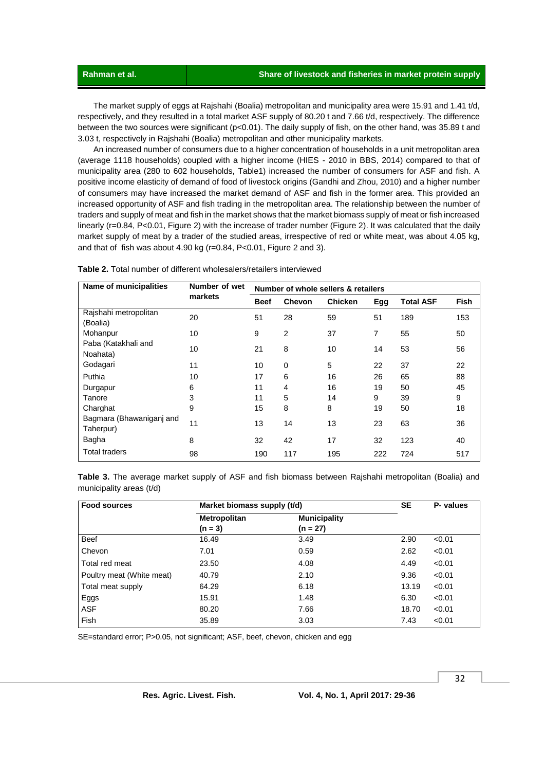The market supply of eggs at Rajshahi (Boalia) metropolitan and municipality area were 15.91 and 1.41 t/d, respectively, and they resulted in a total market ASF supply of 80.20 t and 7.66 t/d, respectively. The difference between the two sources were significant (p<0.01). The daily supply of fish, on the other hand, was 35.89 t and 3.03 t, respectively in Rajshahi (Boalia) metropolitan and other municipality markets.

An increased number of consumers due to a higher concentration of households in a unit metropolitan area (average 1118 households) coupled with a higher income (HIES - 2010 in BBS, 2014) compared to that of municipality area (280 to 602 households, Table1) increased the number of consumers for ASF and fish. A positive income elasticity of demand of food of livestock origins (Gandhi and Zhou, 2010) and a higher number of consumers may have increased the market demand of ASF and fish in the former area. This provided an increased opportunity of ASF and fish trading in the metropolitan area. The relationship between the number of traders and supply of meat and fish in the market shows that the market biomass supply of meat or fish increased linearly (r=0.84, P<0.01, Figure 2) with the increase of trader number (Figure 2). It was calculated that the daily market supply of meat by a trader of the studied areas, irrespective of red or white meat, was about 4.05 kg, and that of fish was about 4.90 kg (r=0.84, P<0.01, Figure 2 and 3).

**Table 2.** Total number of different wholesalers/retailers interviewed

| Name of municipalities | Number of wet markets | Number of whole sellers & retailers | | | | | |
|---|---|---|---|---|---|---|---|
| | | Beef | Chevon | Chicken | Egg | Total ASF | Fish |
| Rajshahi metropolitan (Boalia) | 20 | 51 | 28 | 59 | 51 | 189 | 153 |
| Mohanpur | 10 | 9 | 2 | 37 | 7 | 55 | 50 |
| Paba (Katakhali and Noahata) | 10 | 21 | 8 | 10 | 14 | 53 | 56 |
| Godagari | 11 | 10 | 0 | 5 | 22 | 37 | 22 |
| Puthia | 10 | 17 | 6 | 16 | 26 | 65 | 88 |
| Durgapur | 6 | 11 | 4 | 16 | 19 | 50 | 45 |
| Tanore | 3 | 11 | 5 | 14 | 9 | 39 | 9 |
| Charghat | 9 | 15 | 8 | 8 | 19 | 50 | 18 |
| Bagmara (Bhawaniganj and Taherpur) | 11 | 13 | 14 | 13 | 23 | 63 | 36 |
| Bagha | 8 | 32 | 42 | 17 | 32 | 123 | 40 |
| Total traders | 98 | 190 | 117 | 195 | 222 | 724 | 517 |

**Table 3.** The average market supply of ASF and fish biomass between Rajshahi metropolitan (Boalia) and municipality areas (t/d)

| Food sources | Market biomass supply (t/d) | | SE | P- values |
|---|---|---|---|---|
| | Metropolitan (n = 3) | Municipality (n = 27) | | |
| Beef | 16.49 | 3.49 | 2.90 | <0.01 |
| Chevon | 7.01 | 0.59 | 2.62 | <0.01 |
| Total red meat | 23.50 | 4.08 | 4.49 | <0.01 |
| Poultry meat (White meat) | 40.79 | 2.10 | 9.36 | <0.01 |
| Total meat supply | 64.29 | 6.18 | 13.19 | <0.01 |
| Eggs | 15.91 | 1.48 | 6.30 | <0.01 |
| ASF | 80.20 | 7.66 | 18.70 | <0.01 |
| Fish | 35.89 | 3.03 | 7.43 | <0.01 |

SE=standard error; P>0.05, not significant; ASF, beef, chevon, chicken and egg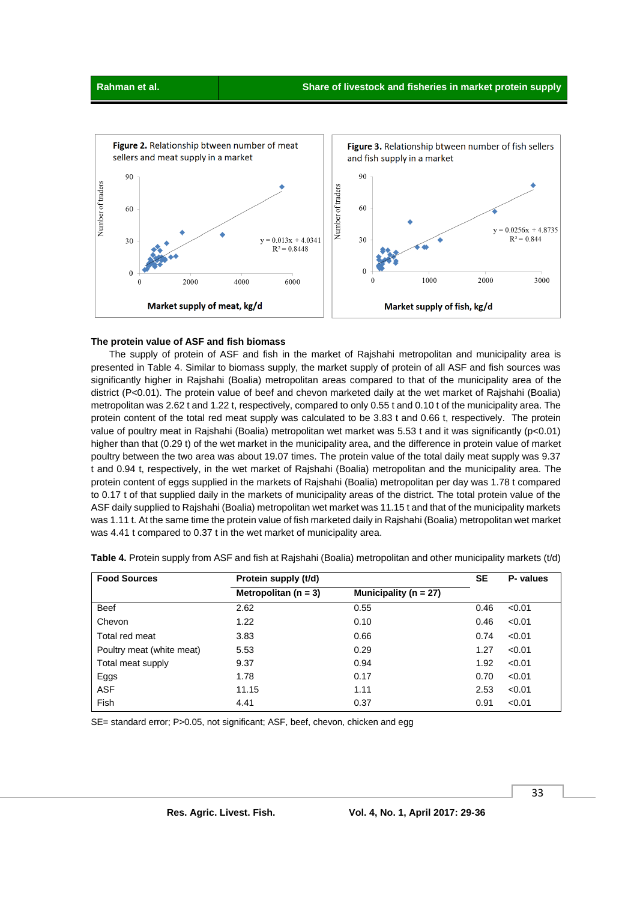**Figure 2.** Relationship btween number of meat sellers and meat supply in a market

**Figure 3.** Relationship btween number of fish sellers and fish supply in a market

### The protein value of ASF and fish biomass

The supply of protein of ASF and fish in the market of Rajshahi metropolitan and municipality area is presented in Table 4. Similar to biomass supply, the market supply of protein of all ASF and fish sources was significantly higher in Rajshahi (Boalia) metropolitan areas compared to that of the municipality area of the district (P<0.01). The protein value of beef and chevon marketed daily at the wet market of Rajshahi (Boalia) metropolitan was 2.62 t and 1.22 t, respectively, compared to only 0.55 t and 0.10 t of the municipality area. The protein content of the total red meat supply was calculated to be 3.83 t and 0.66 t, respectively. The protein value of poultry meat in Rajshahi (Boalia) metropolitan wet market was 5.53 t and it was significantly (p<0.01) higher than that (0.29 t) of the wet market in the municipality area, and the difference in protein value of market poultry between the two area was about 19.07 times. The protein value of the total daily meat supply was 9.37 t and 0.94 t, respectively, in the wet market of Rajshahi (Boalia) metropolitan and the municipality area. The protein content of eggs supplied in the markets of Rajshahi (Boalia) metropolitan per day was 1.78 t compared to 0.17 t of that supplied daily in the markets of municipality areas of the district. The total protein value of the ASF daily supplied to Rajshahi (Boalia) metropolitan wet market was 11.15 t and that of the municipality markets was 1.11 t. At the same time the protein value of fish marketed daily in Rajshahi (Boalia) metropolitan wet market was 4.41 t compared to 0.37 t in the wet market of municipality area.

**Table 4.** Protein supply from ASF and fish at Rajshahi (Boalia) metropolitan and other municipality markets (t/d)

| Food Sources | Protein supply (t/d) | | SE | P- values |
|---|---|---|---|---|
| | Metropolitan (n = 3) | Municipality (n = 27) | | |
| Beef | 2.62 | 0.55 | 0.46 | <0.01 |
| Chevon | 1.22 | 0.10 | 0.46 | <0.01 |
| Total red meat | 3.83 | 0.66 | 0.74 | <0.01 |
| Poultry meat (white meat) | 5.53 | 0.29 | 1.27 | <0.01 |
| Total meat supply | 9.37 | 0.94 | 1.92 | <0.01 |
| Eggs | 1.78 | 0.17 | 0.70 | <0.01 |
| ASF | 11.15 | 1.11 | 2.53 | <0.01 |
| Fish | 4.41 | 0.37 | 0.91 | <0.01 |

SE= standard error; P>0.05, not significant; ASF, beef, chevon, chicken and egg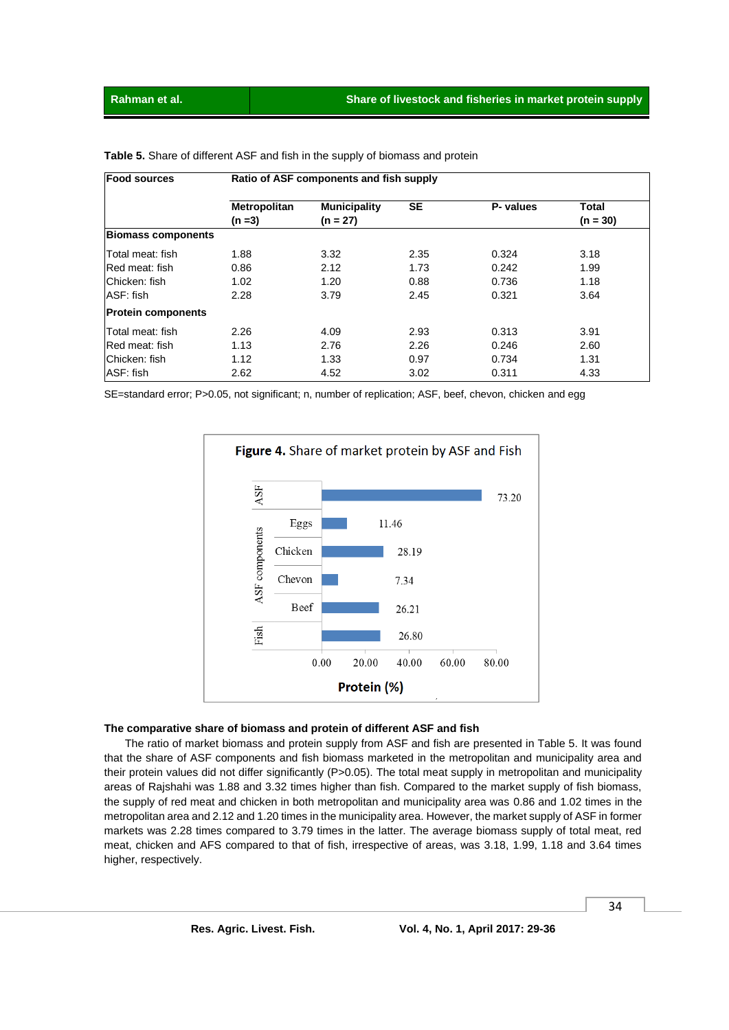**Table 5.** Share of different ASF and fish in the supply of biomass and protein

| Food sources | Ratio of ASF components and fish supply | | | | |
|---|---|---|---|---|---|
| | Metropolitan (n =3) | Municipality (n = 27) | SE | P- values | Total (n = 30) |
| **Biomass components** | | | | | |
| Total meat: fish | 1.88 | 3.32 | 2.35 | 0.324 | 3.18 |
| Red meat: fish | 0.86 | 2.12 | 1.73 | 0.242 | 1.99 |
| Chicken: fish | 1.02 | 1.20 | 0.88 | 0.736 | 1.18 |
| ASF: fish | 2.28 | 3.79 | 2.45 | 0.321 | 3.64 |
| **Protein components** | | | | | |
| Total meat: fish | 2.26 | 4.09 | 2.93 | 0.313 | 3.91 |
| Red meat: fish | 1.13 | 2.76 | 2.26 | 0.246 | 2.60 |
| Chicken: fish | 1.12 | 1.33 | 0.97 | 0.734 | 1.31 |
| ASF: fish | 2.62 | 4.52 | 3.02 | 0.311 | 4.33 |

SE=standard error; P>0.05, not significant; n, number of replication; ASF, beef, chevon, chicken and egg

**Figure 4.** Share of market protein by ASF and Fish

### The comparative share of biomass and protein of different ASF and fish

The ratio of market biomass and protein supply from ASF and fish are presented in Table 5. It was found that the share of ASF components and fish biomass marketed in the metropolitan and municipality area and their protein values did not differ significantly (P>0.05). The total meat supply in metropolitan and municipality areas of Rajshahi was 1.88 and 3.32 times higher than fish. Compared to the market supply of fish biomass, the supply of red meat and chicken in both metropolitan and municipality area was 0.86 and 1.02 times in the metropolitan area and 2.12 and 1.20 times in the municipality area. However, the market supply of ASF in former markets was 2.28 times compared to 3.79 times in the latter. The average biomass supply of total meat, red meat, chicken and AFS compared to that of fish, irrespective of areas, was 3.18, 1.99, 1.18 and 3.64 times higher, respectively.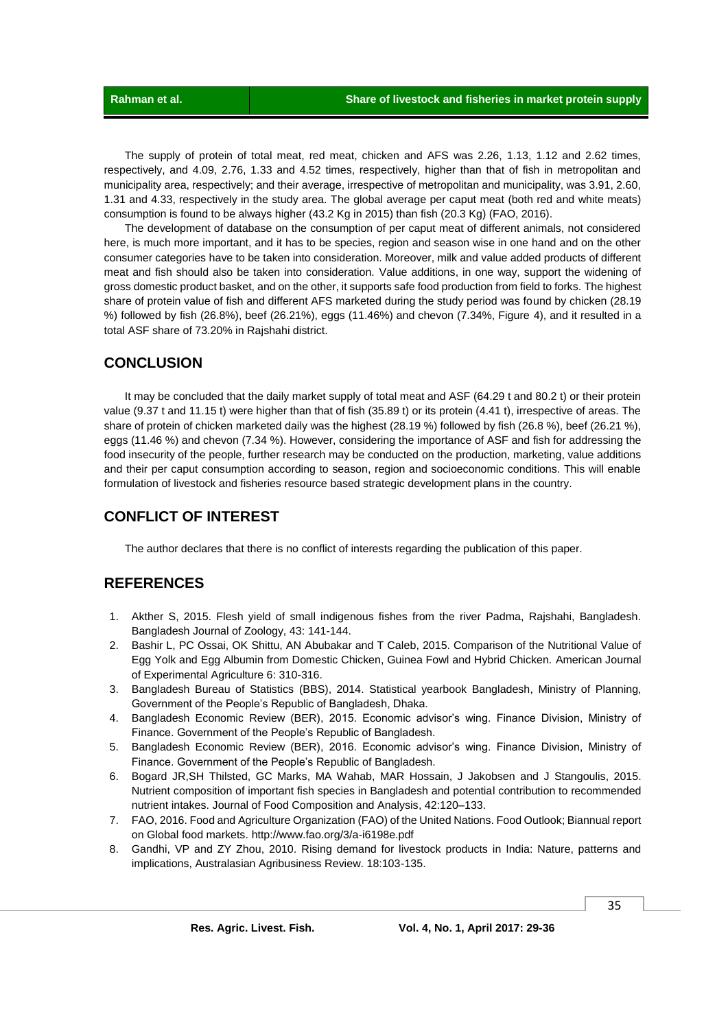The supply of protein of total meat, red meat, chicken and AFS was 2.26, 1.13, 1.12 and 2.62 times, respectively, and 4.09, 2.76, 1.33 and 4.52 times, respectively, higher than that of fish in metropolitan and municipality area, respectively; and their average, irrespective of metropolitan and municipality, was 3.91, 2.60, 1.31 and 4.33, respectively in the study area. The global average per caput meat (both red and white meats) consumption is found to be always higher (43.2 Kg in 2015) than fish (20.3 Kg) (FAO, 2016).

The development of database on the consumption of per caput meat of different animals, not considered here, is much more important, and it has to be species, region and season wise in one hand and on the other consumer categories have to be taken into consideration. Moreover, milk and value added products of different meat and fish should also be taken into consideration. Value additions, in one way, support the widening of gross domestic product basket, and on the other, it supports safe food production from field to forks. The highest share of protein value of fish and different AFS marketed during the study period was found by chicken (28.19 %) followed by fish (26.8%), beef (26.21%), eggs (11.46%) and chevon (7.34%, Figure 4), and it resulted in a total ASF share of 73.20% in Rajshahi district.

## CONCLUSION

It may be concluded that the daily market supply of total meat and ASF (64.29 t and 80.2 t) or their protein value (9.37 t and 11.15 t) were higher than that of fish (35.89 t) or its protein (4.41 t), irrespective of areas. The share of protein of chicken marketed daily was the highest (28.19 %) followed by fish (26.8 %), beef (26.21 %), eggs (11.46 %) and chevon (7.34 %). However, considering the importance of ASF and fish for addressing the food insecurity of the people, further research may be conducted on the production, marketing, value additions and their per caput consumption according to season, region and socioeconomic conditions. This will enable formulation of livestock and fisheries resource based strategic development plans in the country.

## CONFLICT OF INTEREST

The author declares that there is no conflict of interests regarding the publication of this paper.

## REFERENCES

1. Akther S, 2015. Flesh yield of small indigenous fishes from the river Padma, Rajshahi, Bangladesh. Bangladesh Journal of Zoology, 43: 141-144.
2. Bashir L, PC Ossai, OK Shittu, AN Abubakar and T Caleb, 2015. Comparison of the Nutritional Value of Egg Yolk and Egg Albumin from Domestic Chicken, Guinea Fowl and Hybrid Chicken. American Journal of Experimental Agriculture 6: 310-316.
3. Bangladesh Bureau of Statistics (BBS), 2014. Statistical yearbook Bangladesh, Ministry of Planning, Government of the People's Republic of Bangladesh, Dhaka.
4. Bangladesh Economic Review (BER), 2015. Economic advisor's wing. Finance Division, Ministry of Finance. Government of the People's Republic of Bangladesh.
5. Bangladesh Economic Review (BER), 2016. Economic advisor's wing. Finance Division, Ministry of Finance. Government of the People's Republic of Bangladesh.
6. Bogard JR,SH Thilsted, GC Marks, MA Wahab, MAR Hossain, J Jakobsen and J Stangoulis, 2015. Nutrient composition of important fish species in Bangladesh and potential contribution to recommended nutrient intakes. Journal of Food Composition and Analysis, 42:120–133.
7. FAO, 2016. Food and Agriculture Organization (FAO) of the United Nations. Food Outlook; Biannual report on Global food markets. http://www.fao.org/3/a-i6198e.pdf
8. Gandhi, VP and ZY Zhou, 2010. Rising demand for livestock products in India: Nature, patterns and implications, Australasian Agribusiness Review. 18:103-135.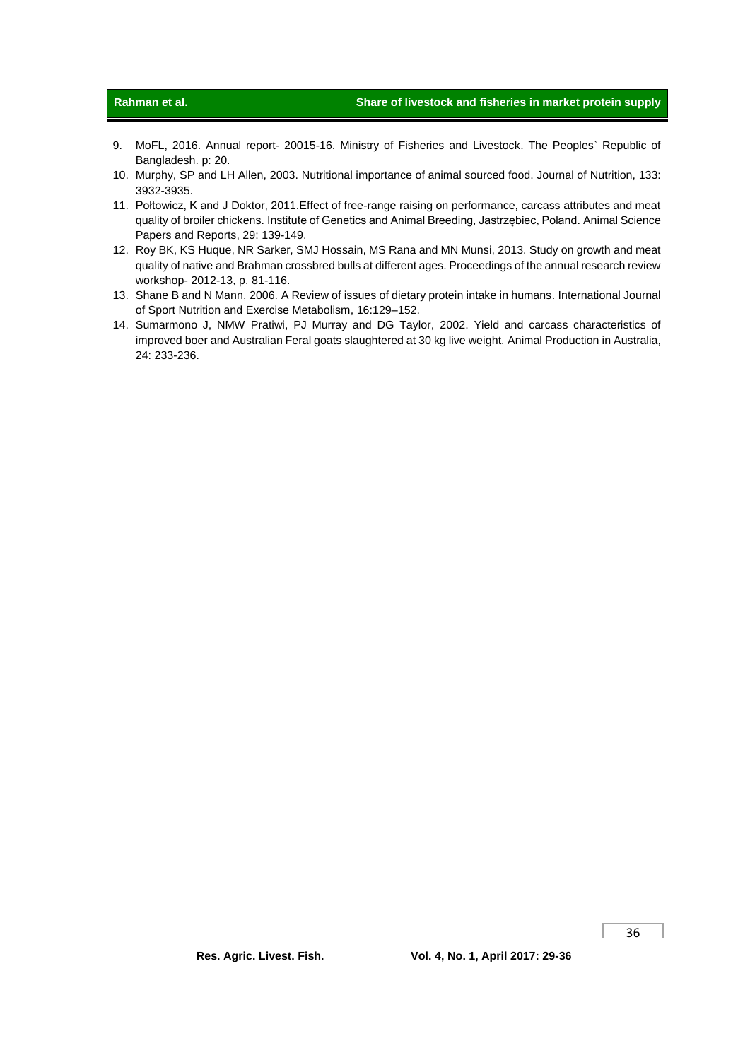9. MoFL, 2016. Annual report- 20015-16. Ministry of Fisheries and Livestock. The Peoples` Republic of Bangladesh. p: 20.
10. Murphy, SP and LH Allen, 2003. Nutritional importance of animal sourced food. Journal of Nutrition, 133: 3932-3935.
11. Połtowicz, K and J Doktor, 2011.Effect of free-range raising on performance, carcass attributes and meat quality of broiler chickens. Institute of Genetics and Animal Breeding, Jastrzębiec, Poland. Animal Science Papers and Reports, 29: 139-149.
12. Roy BK, KS Huque, NR Sarker, SMJ Hossain, MS Rana and MN Munsi, 2013. Study on growth and meat quality of native and Brahman crossbred bulls at different ages. Proceedings of the annual research review workshop- 2012-13, p. 81-116.
13. Shane B and N Mann, 2006. A Review of issues of dietary protein intake in humans. International Journal of Sport Nutrition and Exercise Metabolism, 16:129–152.
14. Sumarmono J, NMW Pratiwi, PJ Murray and DG Taylor, 2002. Yield and carcass characteristics of improved boer and Australian Feral goats slaughtered at 30 kg live weight. Animal Production in Australia, 24: 233-236.